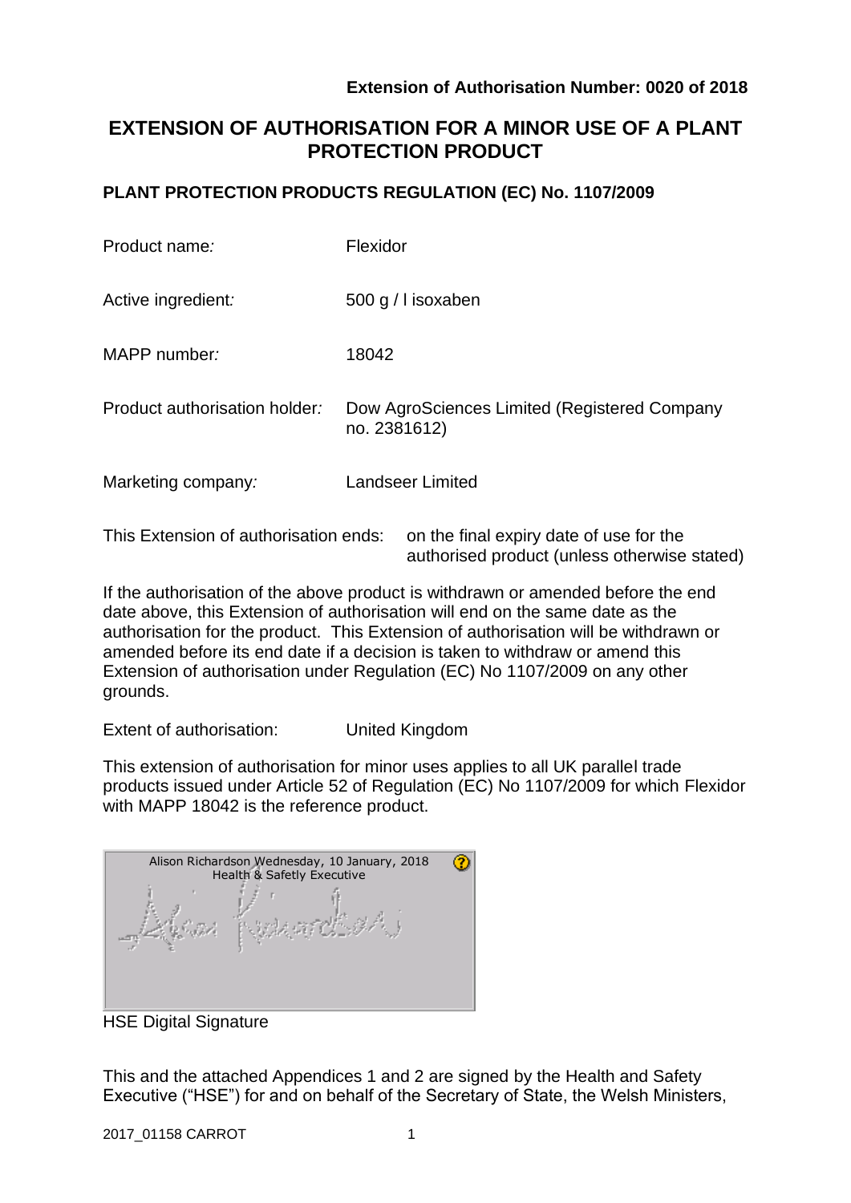**Extension of Authorisation Number: 0020 of 2018**

# EXTENSION OF AUTHORISATION FOR A MINOR USE OF A PLANT PROTECTION PRODUCT

## PLANT PROTECTION PRODUCTS REGULATION (EC) No. 1107/2009

| | |
|---|---|
| Product name: | Flexidor |
| Active ingredient: | 500 g / l isoxaben |
| MAPP number: | 18042 |
| Product authorisation holder: | Dow AgroSciences Limited (Registered Company no. 2381612) |
| Marketing company: | Landseer Limited |

This Extension of authorisation ends: on the final expiry date of use for the authorised product (unless otherwise stated)

If the authorisation of the above product is withdrawn or amended before the end date above, this Extension of authorisation will end on the same date as the authorisation for the product. This Extension of authorisation will be withdrawn or amended before its end date if a decision is taken to withdraw or amend this Extension of authorisation under Regulation (EC) No 1107/2009 on any other grounds.

Extent of authorisation: United Kingdom

This extension of authorisation for minor uses applies to all UK parallel trade products issued under Article 52 of Regulation (EC) No 1107/2009 for which Flexidor with MAPP 18042 is the reference product.

Alison Richardson Wednesday, 10 January, 2018
Health & Safetly Executive

HSE Digital Signature

This and the attached Appendices 1 and 2 are signed by the Health and Safety Executive ("HSE") for and on behalf of the Secretary of State, the Welsh Ministers,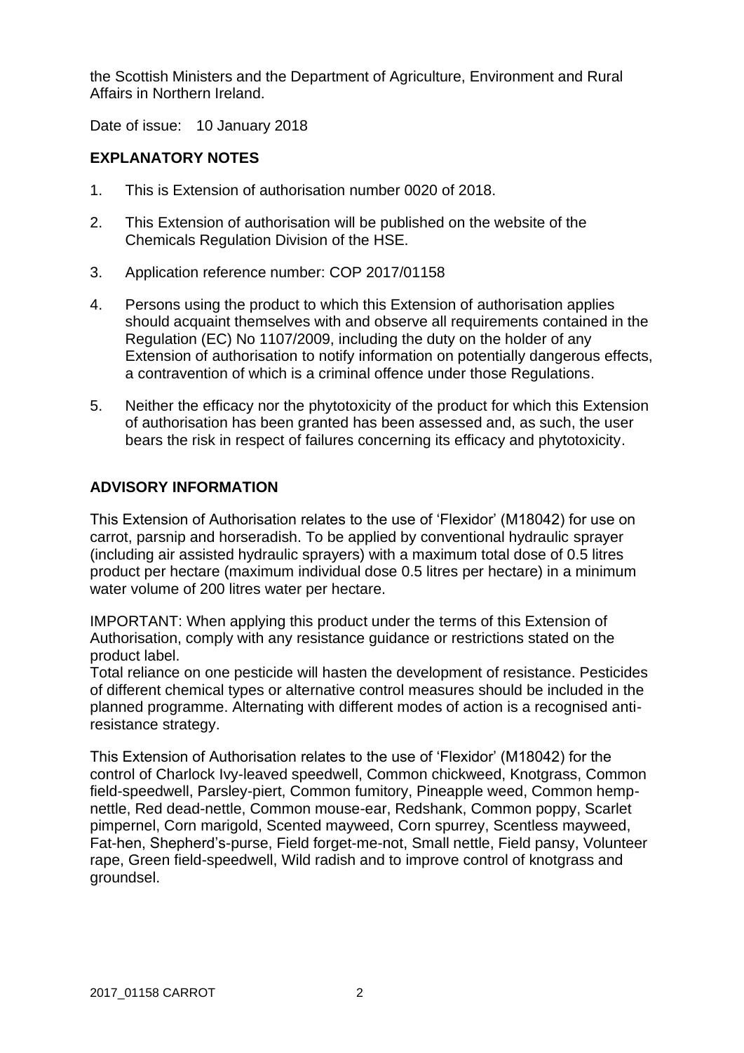the Scottish Ministers and the Department of Agriculture, Environment and Rural Affairs in Northern Ireland.

Date of issue: 10 January 2018

## EXPLANATORY NOTES

1. This is Extension of authorisation number 0020 of 2018.

2. This Extension of authorisation will be published on the website of the Chemicals Regulation Division of the HSE.

3. Application reference number: COP 2017/01158

4. Persons using the product to which this Extension of authorisation applies should acquaint themselves with and observe all requirements contained in the Regulation (EC) No 1107/2009, including the duty on the holder of any Extension of authorisation to notify information on potentially dangerous effects, a contravention of which is a criminal offence under those Regulations.

5. Neither the efficacy nor the phytotoxicity of the product for which this Extension of authorisation has been granted has been assessed and, as such, the user bears the risk in respect of failures concerning its efficacy and phytotoxicity.

## ADVISORY INFORMATION

This Extension of Authorisation relates to the use of 'Flexidor' (M18042) for use on carrot, parsnip and horseradish. To be applied by conventional hydraulic sprayer (including air assisted hydraulic sprayers) with a maximum total dose of 0.5 litres product per hectare (maximum individual dose 0.5 litres per hectare) in a minimum water volume of 200 litres water per hectare.

IMPORTANT: When applying this product under the terms of this Extension of Authorisation, comply with any resistance guidance or restrictions stated on the product label.
Total reliance on one pesticide will hasten the development of resistance. Pesticides of different chemical types or alternative control measures should be included in the planned programme. Alternating with different modes of action is a recognised anti-resistance strategy.

This Extension of Authorisation relates to the use of 'Flexidor' (M18042) for the control of Charlock Ivy-leaved speedwell, Common chickweed, Knotgrass, Common field-speedwell, Parsley-piert, Common fumitory, Pineapple weed, Common hemp-nettle, Red dead-nettle, Common mouse-ear, Redshank, Common poppy, Scarlet pimpernel, Corn marigold, Scented mayweed, Corn spurrey, Scentless mayweed, Fat-hen, Shepherd's-purse, Field forget-me-not, Small nettle, Field pansy, Volunteer rape, Green field-speedwell, Wild radish and to improve control of knotgrass and groundsel.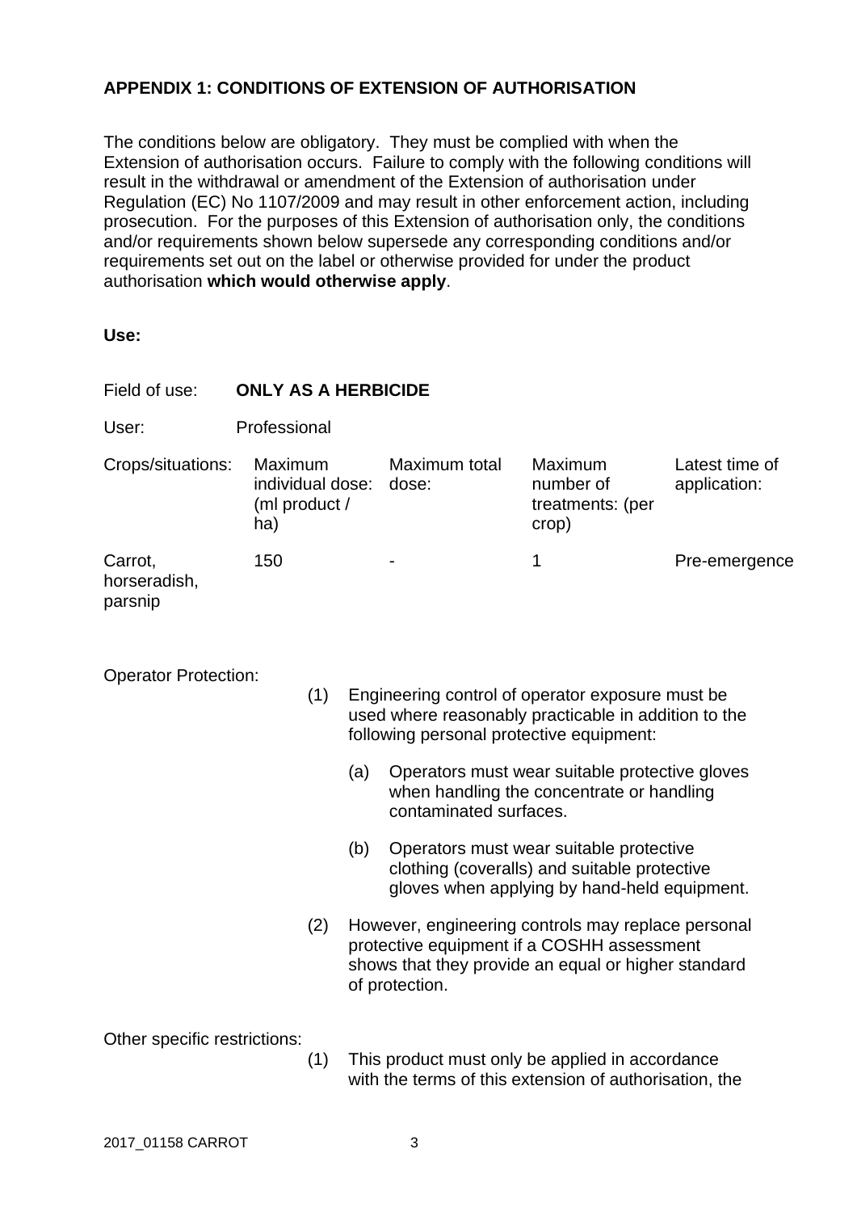## APPENDIX 1: CONDITIONS OF EXTENSION OF AUTHORISATION

The conditions below are obligatory. They must be complied with when the Extension of authorisation occurs. Failure to comply with the following conditions will result in the withdrawal or amendment of the Extension of authorisation under Regulation (EC) No 1107/2009 and may result in other enforcement action, including prosecution. For the purposes of this Extension of authorisation only, the conditions and/or requirements shown below supersede any corresponding conditions and/or requirements set out on the label or otherwise provided for under the product authorisation **which would otherwise apply**.

**Use:**

Field of use: **ONLY AS A HERBICIDE**

User: Professional

| Crops/situations: | Maximum individual dose: (ml product / ha) | Maximum total dose: | Maximum number of treatments: (per crop) | Latest time of application: |
|---|---|---|---|---|
| Carrot, horseradish, parsnip | 150 | - | 1 | Pre-emergence |

Operator Protection:

(1) Engineering control of operator exposure must be used where reasonably practicable in addition to the following personal protective equipment:

(a) Operators must wear suitable protective gloves when handling the concentrate or handling contaminated surfaces.

(b) Operators must wear suitable protective clothing (coveralls) and suitable protective gloves when applying by hand-held equipment.

(2) However, engineering controls may replace personal protective equipment if a COSHH assessment shows that they provide an equal or higher standard of protection.

Other specific restrictions:

(1) This product must only be applied in accordance with the terms of this extension of authorisation, the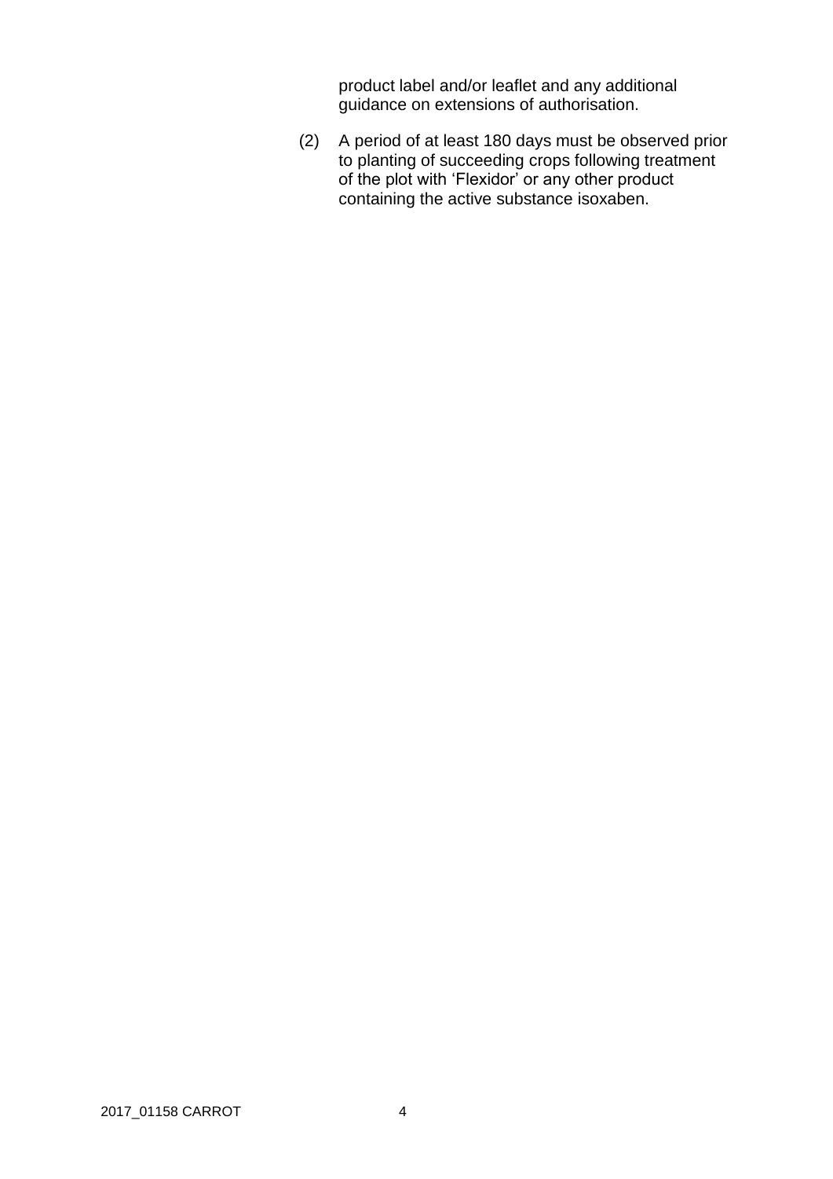product label and/or leaflet and any additional guidance on extensions of authorisation.

(2) A period of at least 180 days must be observed prior to planting of succeeding crops following treatment of the plot with ‘Flexidor’ or any other product containing the active substance isoxaben.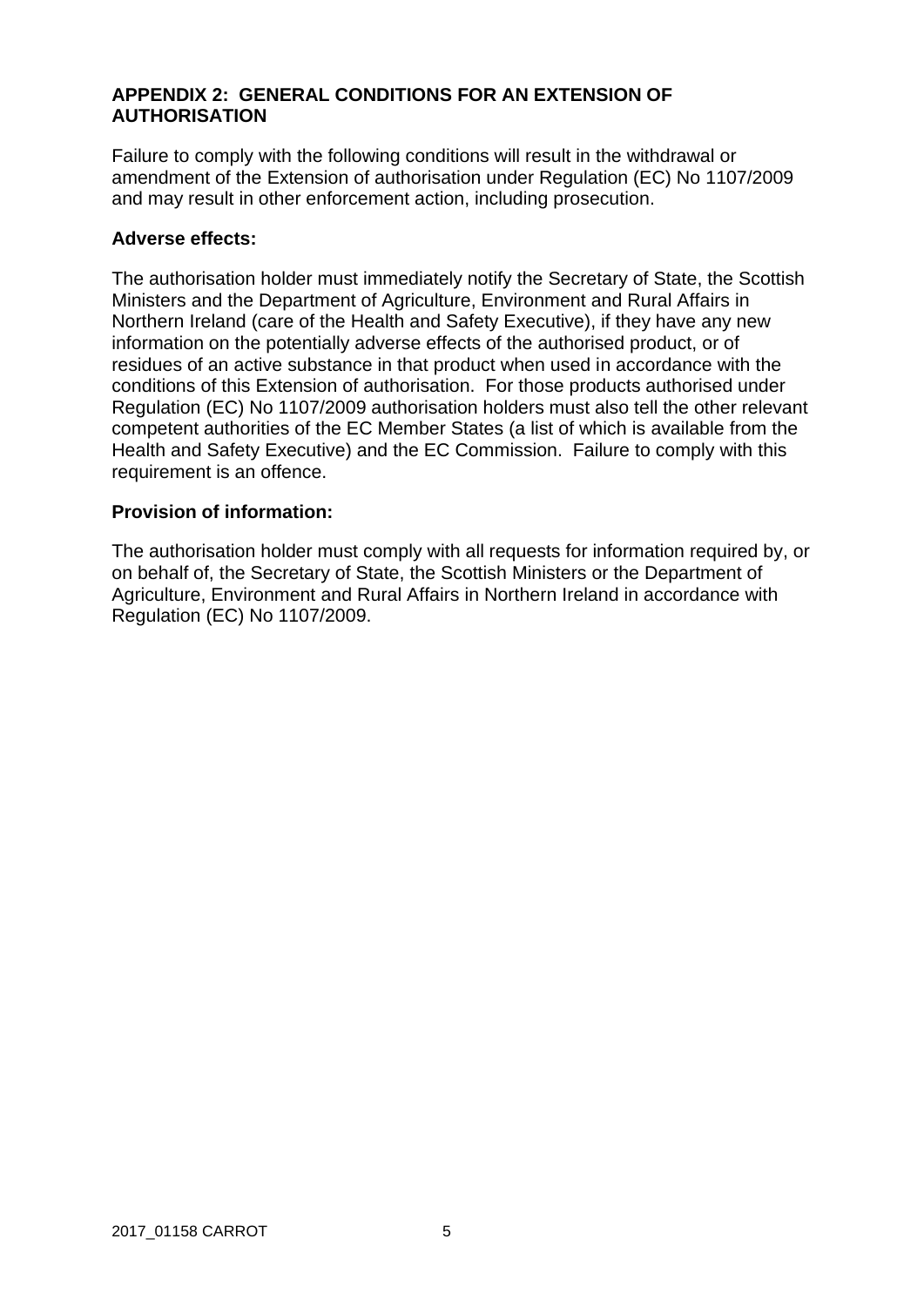## APPENDIX 2: GENERAL CONDITIONS FOR AN EXTENSION OF AUTHORISATION

Failure to comply with the following conditions will result in the withdrawal or amendment of the Extension of authorisation under Regulation (EC) No 1107/2009 and may result in other enforcement action, including prosecution.

**Adverse effects:**

The authorisation holder must immediately notify the Secretary of State, the Scottish Ministers and the Department of Agriculture, Environment and Rural Affairs in Northern Ireland (care of the Health and Safety Executive), if they have any new information on the potentially adverse effects of the authorised product, or of residues of an active substance in that product when used in accordance with the conditions of this Extension of authorisation. For those products authorised under Regulation (EC) No 1107/2009 authorisation holders must also tell the other relevant competent authorities of the EC Member States (a list of which is available from the Health and Safety Executive) and the EC Commission. Failure to comply with this requirement is an offence.

**Provision of information:**

The authorisation holder must comply with all requests for information required by, or on behalf of, the Secretary of State, the Scottish Ministers or the Department of Agriculture, Environment and Rural Affairs in Northern Ireland in accordance with Regulation (EC) No 1107/2009.